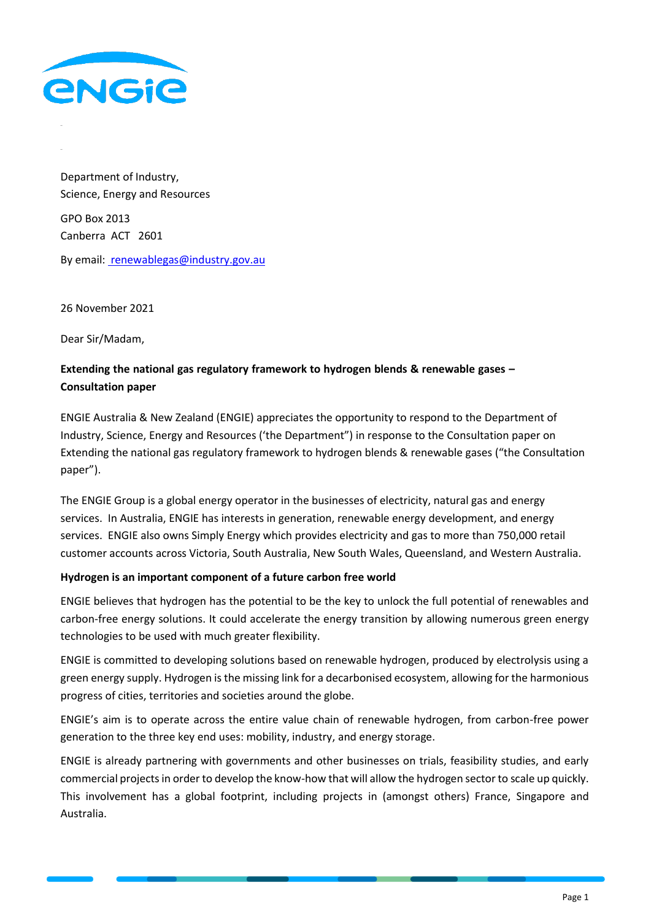Department of Industry,
Science, Energy and Resources

GPO Box 2013
Canberra ACT 2601

By email: renewablegas@industry.gov.au

26 November 2021

Dear Sir/Madam,

**Extending the national gas regulatory framework to hydrogen blends & renewable gases – Consultation paper**

ENGIE Australia & New Zealand (ENGIE) appreciates the opportunity to respond to the Department of Industry, Science, Energy and Resources ('the Department") in response to the Consultation paper on Extending the national gas regulatory framework to hydrogen blends & renewable gases ("the Consultation paper").

The ENGIE Group is a global energy operator in the businesses of electricity, natural gas and energy services. In Australia, ENGIE has interests in generation, renewable energy development, and energy services. ENGIE also owns Simply Energy which provides electricity and gas to more than 750,000 retail customer accounts across Victoria, South Australia, New South Wales, Queensland, and Western Australia.

**Hydrogen is an important component of a future carbon free world**

ENGIE believes that hydrogen has the potential to be the key to unlock the full potential of renewables and carbon-free energy solutions. It could accelerate the energy transition by allowing numerous green energy technologies to be used with much greater flexibility.

ENGIE is committed to developing solutions based on renewable hydrogen, produced by electrolysis using a green energy supply. Hydrogen is the missing link for a decarbonised ecosystem, allowing for the harmonious progress of cities, territories and societies around the globe.

ENGIE's aim is to operate across the entire value chain of renewable hydrogen, from carbon-free power generation to the three key end uses: mobility, industry, and energy storage.

ENGIE is already partnering with governments and other businesses on trials, feasibility studies, and early commercial projects in order to develop the know-how that will allow the hydrogen sector to scale up quickly. This involvement has a global footprint, including projects in (amongst others) France, Singapore and Australia.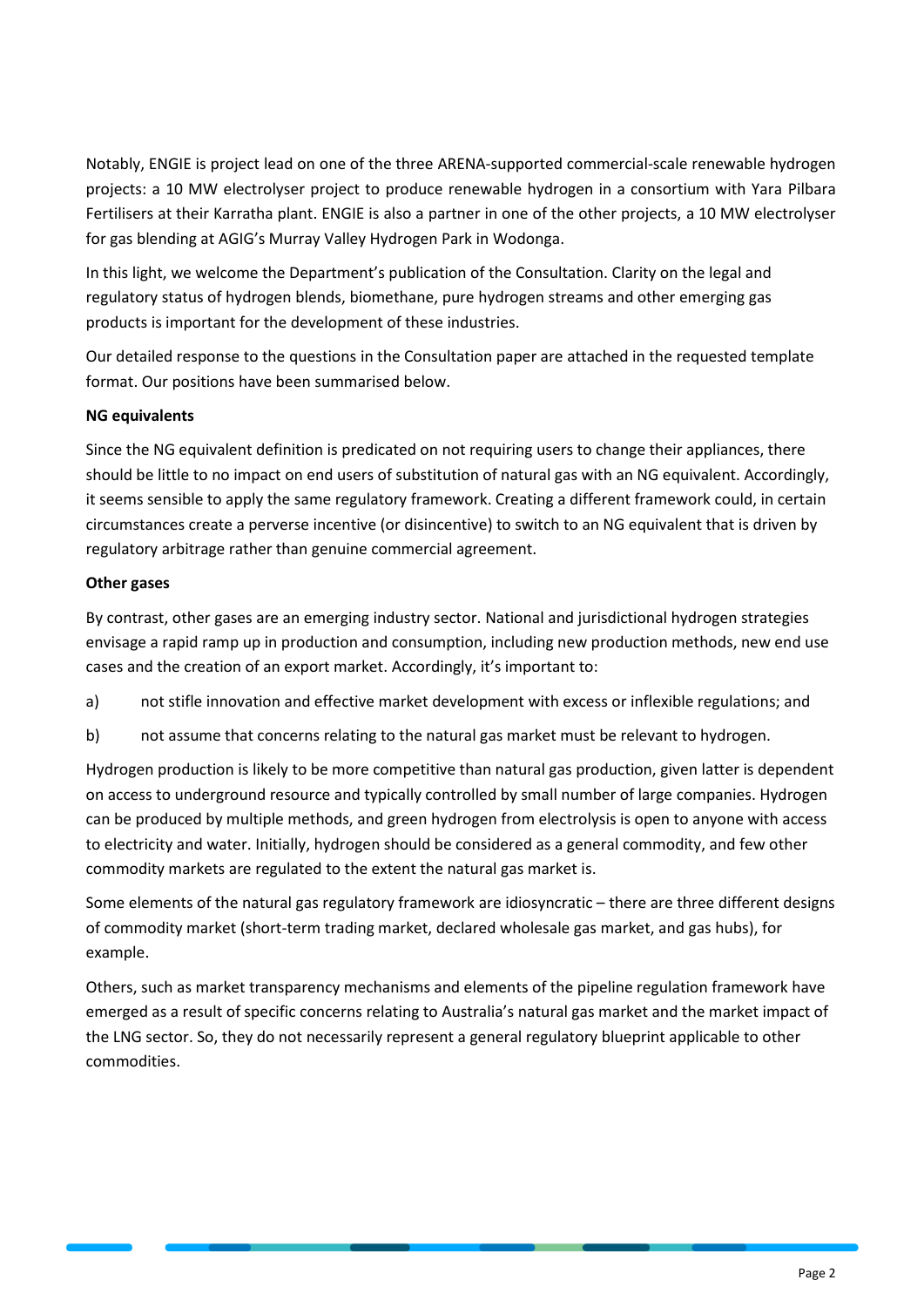Notably, ENGIE is project lead on one of the three ARENA-supported commercial-scale renewable hydrogen projects: a 10 MW electrolyser project to produce renewable hydrogen in a consortium with Yara Pilbara Fertilisers at their Karratha plant. ENGIE is also a partner in one of the other projects, a 10 MW electrolyser for gas blending at AGIG's Murray Valley Hydrogen Park in Wodonga.

In this light, we welcome the Department's publication of the Consultation. Clarity on the legal and regulatory status of hydrogen blends, biomethane, pure hydrogen streams and other emerging gas products is important for the development of these industries.

Our detailed response to the questions in the Consultation paper are attached in the requested template format. Our positions have been summarised below.

**NG equivalents**

Since the NG equivalent definition is predicated on not requiring users to change their appliances, there should be little to no impact on end users of substitution of natural gas with an NG equivalent. Accordingly, it seems sensible to apply the same regulatory framework. Creating a different framework could, in certain circumstances create a perverse incentive (or disincentive) to switch to an NG equivalent that is driven by regulatory arbitrage rather than genuine commercial agreement.

**Other gases**

By contrast, other gases are an emerging industry sector. National and jurisdictional hydrogen strategies envisage a rapid ramp up in production and consumption, including new production methods, new end use cases and the creation of an export market. Accordingly, it's important to:

a) not stifle innovation and effective market development with excess or inflexible regulations; and

b) not assume that concerns relating to the natural gas market must be relevant to hydrogen.

Hydrogen production is likely to be more competitive than natural gas production, given latter is dependent on access to underground resource and typically controlled by small number of large companies. Hydrogen can be produced by multiple methods, and green hydrogen from electrolysis is open to anyone with access to electricity and water. Initially, hydrogen should be considered as a general commodity, and few other commodity markets are regulated to the extent the natural gas market is.

Some elements of the natural gas regulatory framework are idiosyncratic – there are three different designs of commodity market (short-term trading market, declared wholesale gas market, and gas hubs), for example.

Others, such as market transparency mechanisms and elements of the pipeline regulation framework have emerged as a result of specific concerns relating to Australia's natural gas market and the market impact of the LNG sector. So, they do not necessarily represent a general regulatory blueprint applicable to other commodities.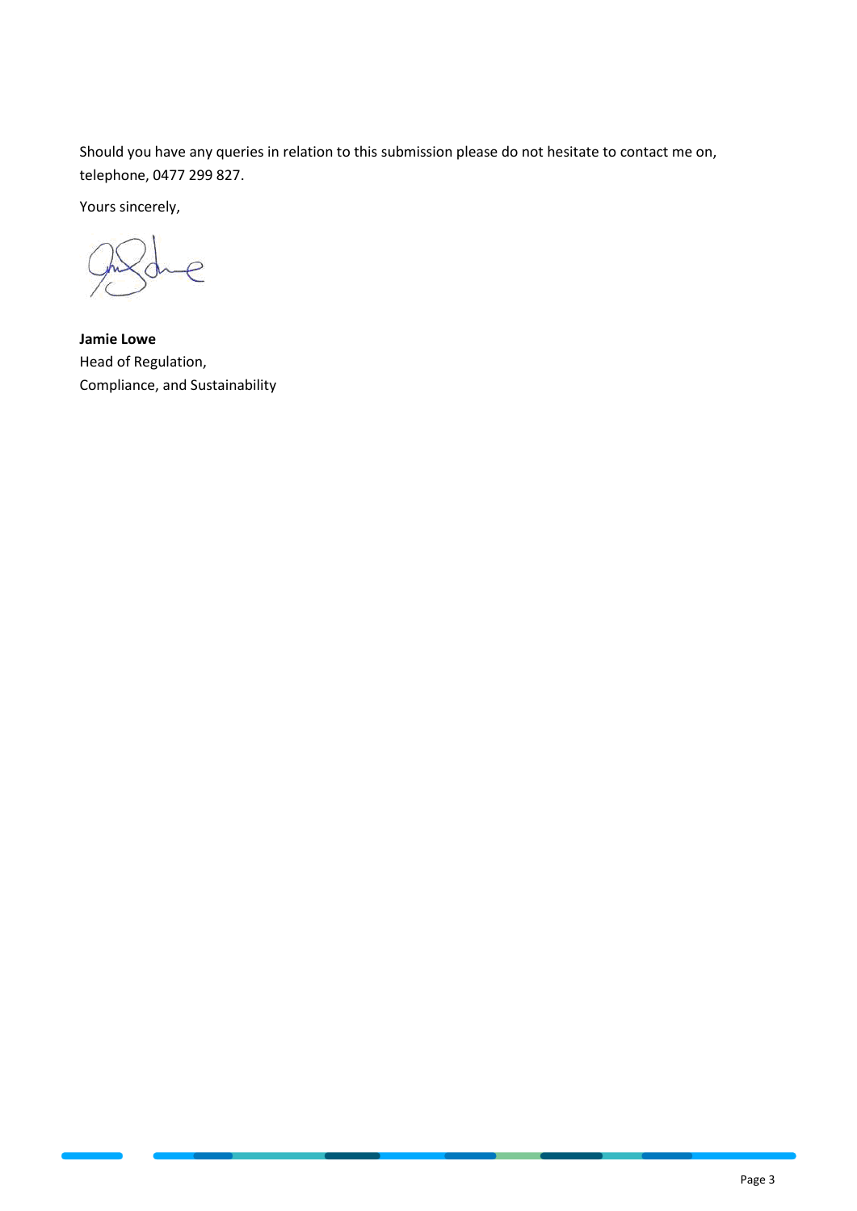Should you have any queries in relation to this submission please do not hesitate to contact me on, telephone, 0477 299 827.

Yours sincerely,

**Jamie Lowe**
Head of Regulation,
Compliance, and Sustainability